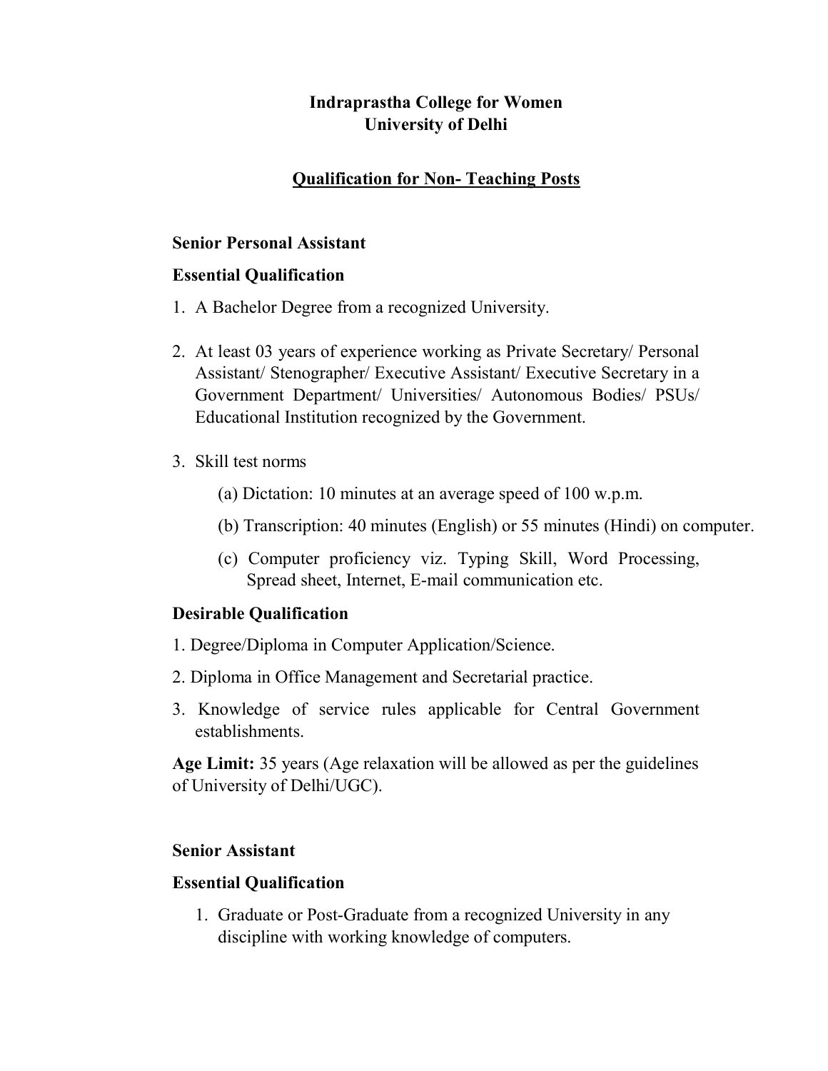# Indraprastha College for Women
# University of Delhi

## Qualification for Non- Teaching Posts

### Senior Personal Assistant

**Essential Qualification**

1. A Bachelor Degree from a recognized University.
2. At least 03 years of experience working as Private Secretary/ Personal Assistant/ Stenographer/ Executive Assistant/ Executive Secretary in a Government Department/ Universities/ Autonomous Bodies/ PSUs/ Educational Institution recognized by the Government.
3. Skill test norms
   - (a) Dictation: 10 minutes at an average speed of 100 w.p.m.
   - (b) Transcription: 40 minutes (English) or 55 minutes (Hindi) on computer.
   - (c) Computer proficiency viz. Typing Skill, Word Processing, Spread sheet, Internet, E-mail communication etc.

**Desirable Qualification**

1. Degree/Diploma in Computer Application/Science.
2. Diploma in Office Management and Secretarial practice.
3. Knowledge of service rules applicable for Central Government establishments.

**Age Limit:** 35 years (Age relaxation will be allowed as per the guidelines of University of Delhi/UGC).

### Senior Assistant

**Essential Qualification**

1. Graduate or Post-Graduate from a recognized University in any discipline with working knowledge of computers.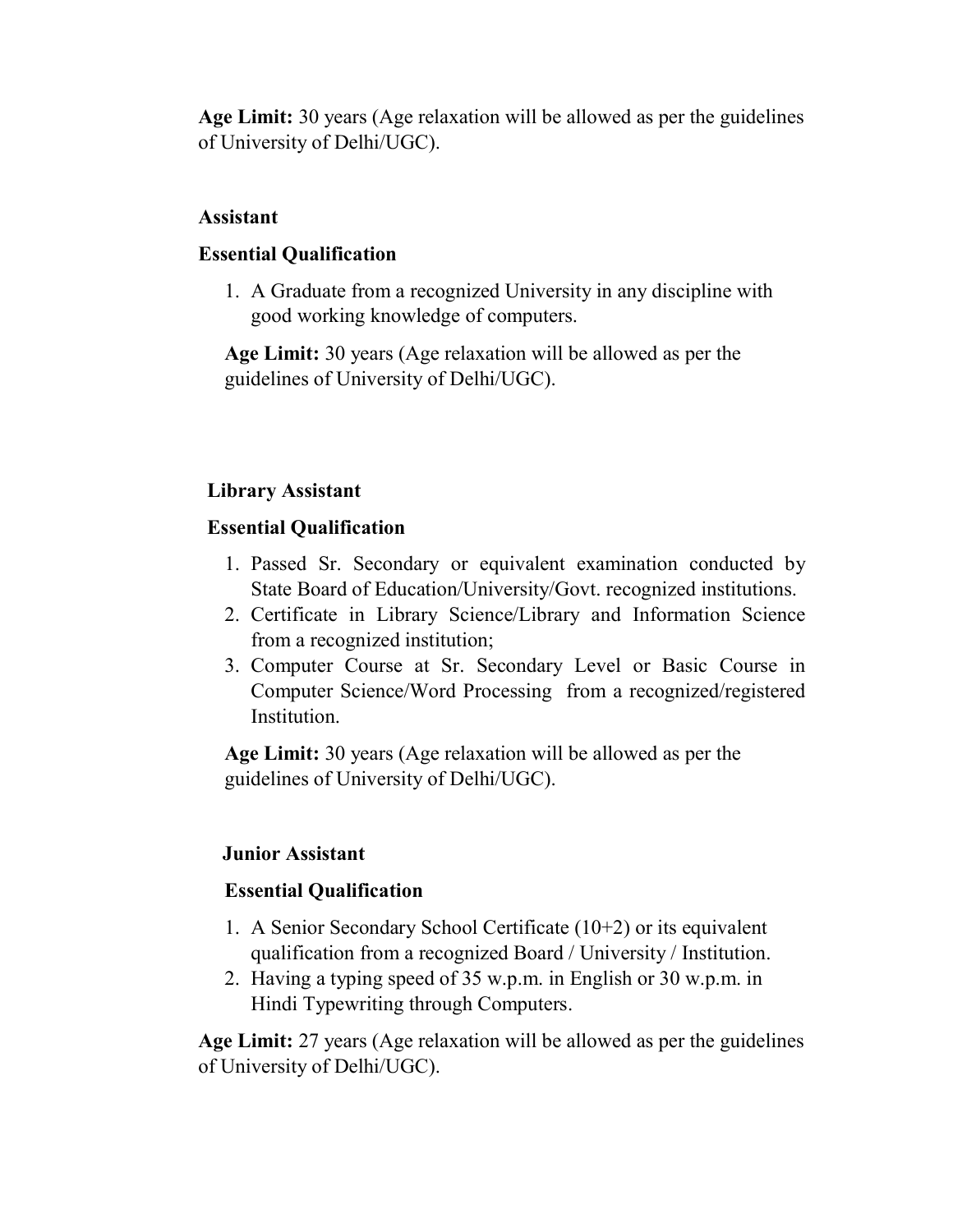**Age Limit:** 30 years (Age relaxation will be allowed as per the guidelines of University of Delhi/UGC).

**Assistant**

**Essential Qualification**

1. A Graduate from a recognized University in any discipline with good working knowledge of computers.

**Age Limit:** 30 years (Age relaxation will be allowed as per the guidelines of University of Delhi/UGC).

**Library Assistant**

**Essential Qualification**

1. Passed Sr. Secondary or equivalent examination conducted by State Board of Education/University/Govt. recognized institutions.
2. Certificate in Library Science/Library and Information Science from a recognized institution;
3. Computer Course at Sr. Secondary Level or Basic Course in Computer Science/Word Processing from a recognized/registered Institution.

**Age Limit:** 30 years (Age relaxation will be allowed as per the guidelines of University of Delhi/UGC).

**Junior Assistant**

**Essential Qualification**

1. A Senior Secondary School Certificate (10+2) or its equivalent qualification from a recognized Board / University / Institution.
2. Having a typing speed of 35 w.p.m. in English or 30 w.p.m. in Hindi Typewriting through Computers.

**Age Limit:** 27 years (Age relaxation will be allowed as per the guidelines of University of Delhi/UGC).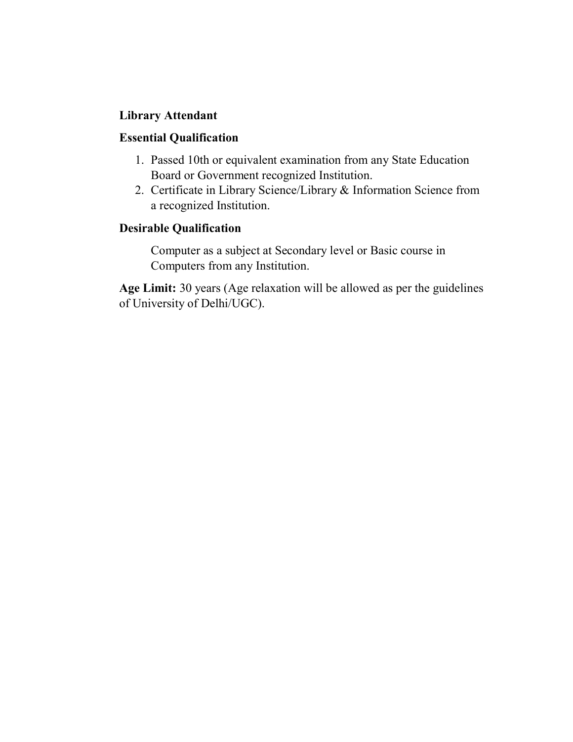**Library Attendant**

**Essential Qualification**

1. Passed 10th or equivalent examination from any State Education Board or Government recognized Institution.
2. Certificate in Library Science/Library & Information Science from a recognized Institution.

**Desirable Qualification**

Computer as a subject at Secondary level or Basic course in Computers from any Institution.

**Age Limit:** 30 years (Age relaxation will be allowed as per the guidelines of University of Delhi/UGC).